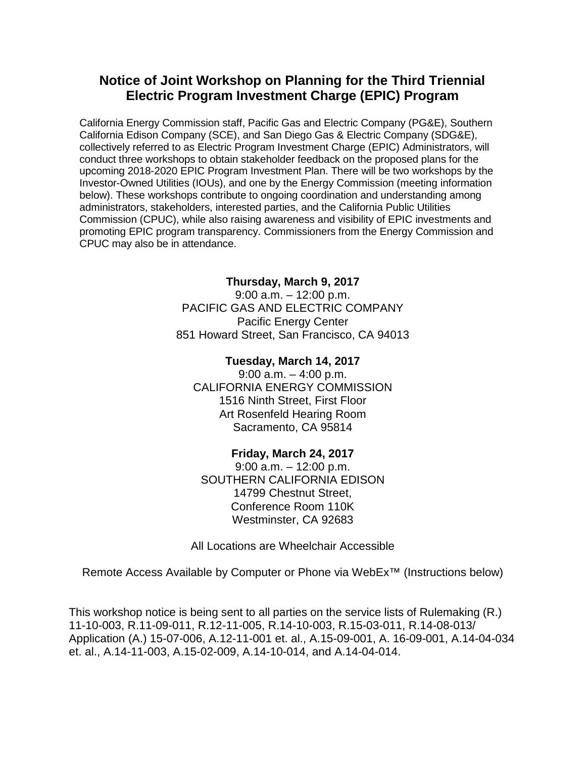# Notice of Joint Workshop on Planning for the Third Triennial Electric Program Investment Charge (EPIC) Program

California Energy Commission staff, Pacific Gas and Electric Company (PG&E), Southern California Edison Company (SCE), and San Diego Gas & Electric Company (SDG&E), collectively referred to as Electric Program Investment Charge (EPIC) Administrators, will conduct three workshops to obtain stakeholder feedback on the proposed plans for the upcoming 2018-2020 EPIC Program Investment Plan. There will be two workshops by the Investor-Owned Utilities (IOUs), and one by the Energy Commission (meeting information below). These workshops contribute to ongoing coordination and understanding among administrators, stakeholders, interested parties, and the California Public Utilities Commission (CPUC), while also raising awareness and visibility of EPIC investments and promoting EPIC program transparency. Commissioners from the Energy Commission and CPUC may also be in attendance.

**Thursday, March 9, 2017**
9:00 a.m. – 12:00 p.m.
PACIFIC GAS AND ELECTRIC COMPANY
Pacific Energy Center
851 Howard Street, San Francisco, CA 94013

**Tuesday, March 14, 2017**
9:00 a.m. – 4:00 p.m.
CALIFORNIA ENERGY COMMISSION
1516 Ninth Street, First Floor
Art Rosenfeld Hearing Room
Sacramento, CA 95814

**Friday, March 24, 2017**
9:00 a.m. – 12:00 p.m.
SOUTHERN CALIFORNIA EDISON
14799 Chestnut Street,
Conference Room 110K
Westminster, CA 92683

All Locations are Wheelchair Accessible

Remote Access Available by Computer or Phone via WebEx™ (Instructions below)

This workshop notice is being sent to all parties on the service lists of Rulemaking (R.) 11-10-003, R.11-09-011, R.12-11-005, R.14-10-003, R.15-03-011, R.14-08-013/ Application (A.) 15-07-006, A.12-11-001 et. al., A.15-09-001, A. 16-09-001, A.14-04-034 et. al., A.14-11-003, A.15-02-009, A.14-10-014, and A.14-04-014.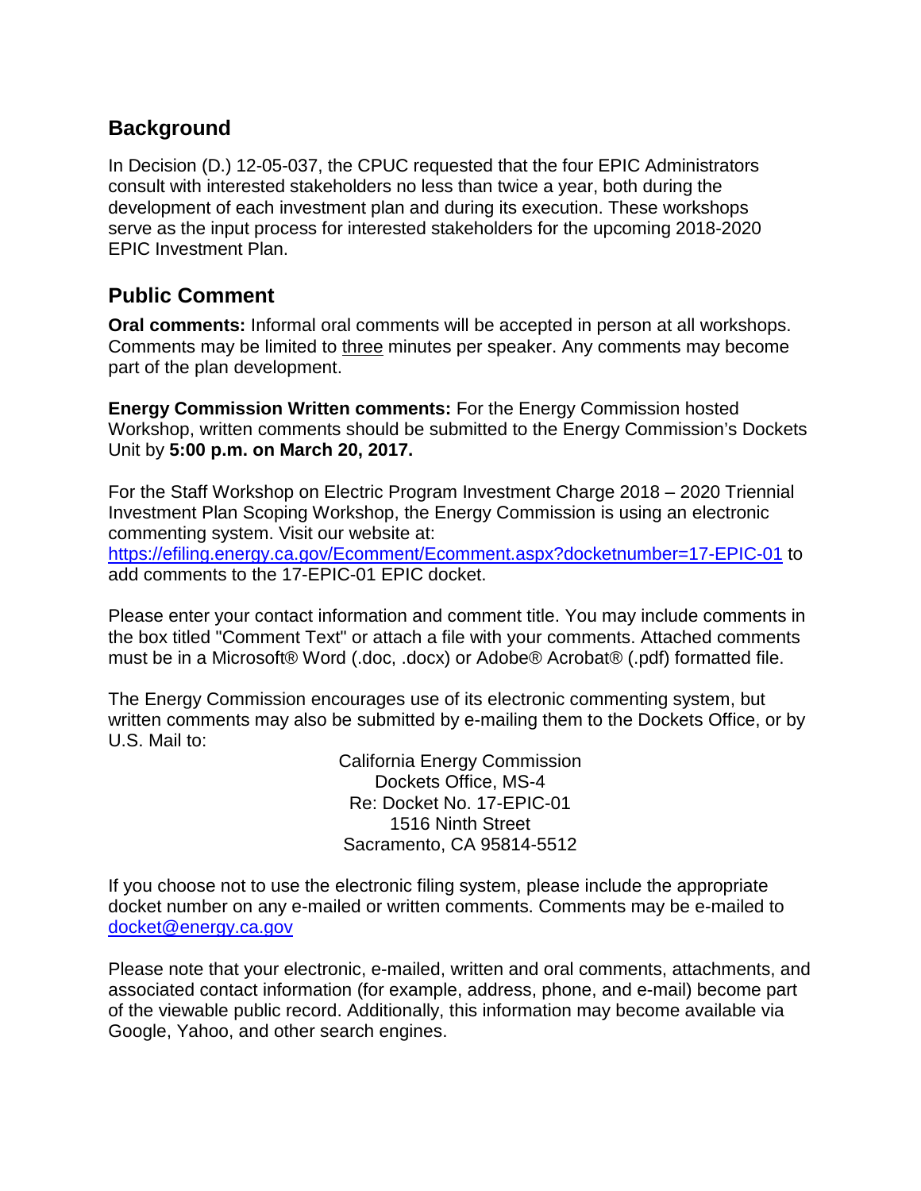## Background

In Decision (D.) 12-05-037, the CPUC requested that the four EPIC Administrators consult with interested stakeholders no less than twice a year, both during the development of each investment plan and during its execution. These workshops serve as the input process for interested stakeholders for the upcoming 2018-2020 EPIC Investment Plan.

## Public Comment

**Oral comments:** Informal oral comments will be accepted in person at all workshops. Comments may be limited to three minutes per speaker. Any comments may become part of the plan development.

**Energy Commission Written comments:** For the Energy Commission hosted Workshop, written comments should be submitted to the Energy Commission's Dockets Unit by **5:00 p.m. on March 20, 2017.**

For the Staff Workshop on Electric Program Investment Charge 2018 – 2020 Triennial Investment Plan Scoping Workshop, the Energy Commission is using an electronic commenting system. Visit our website at: https://efiling.energy.ca.gov/Ecomment/Ecomment.aspx?docketnumber=17-EPIC-01 to add comments to the 17-EPIC-01 EPIC docket.

Please enter your contact information and comment title. You may include comments in the box titled "Comment Text" or attach a file with your comments. Attached comments must be in a Microsoft® Word (.doc, .docx) or Adobe® Acrobat® (.pdf) formatted file.

The Energy Commission encourages use of its electronic commenting system, but written comments may also be submitted by e-mailing them to the Dockets Office, or by U.S. Mail to:

California Energy Commission
Dockets Office, MS-4
Re: Docket No. 17-EPIC-01
1516 Ninth Street
Sacramento, CA 95814-5512

If you choose not to use the electronic filing system, please include the appropriate docket number on any e-mailed or written comments. Comments may be e-mailed to docket@energy.ca.gov

Please note that your electronic, e-mailed, written and oral comments, attachments, and associated contact information (for example, address, phone, and e-mail) become part of the viewable public record. Additionally, this information may become available via Google, Yahoo, and other search engines.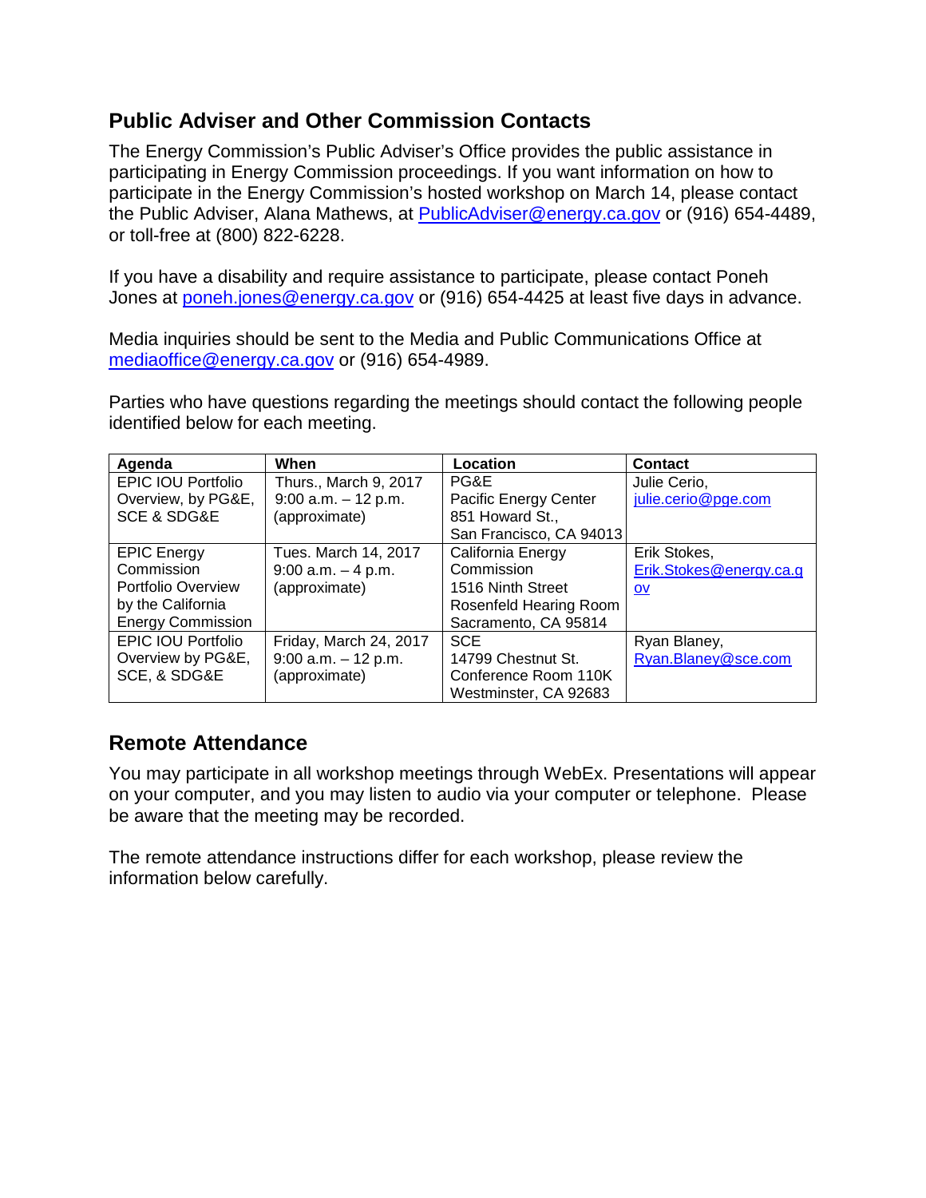## Public Adviser and Other Commission Contacts

The Energy Commission's Public Adviser's Office provides the public assistance in participating in Energy Commission proceedings. If you want information on how to participate in the Energy Commission's hosted workshop on March 14, please contact the Public Adviser, Alana Mathews, at PublicAdviser@energy.ca.gov or (916) 654-4489, or toll-free at (800) 822-6228.

If you have a disability and require assistance to participate, please contact Poneh Jones at poneh.jones@energy.ca.gov or (916) 654-4425 at least five days in advance.

Media inquiries should be sent to the Media and Public Communications Office at mediaoffice@energy.ca.gov or (916) 654-4989.

Parties who have questions regarding the meetings should contact the following people identified below for each meeting.

| Agenda | When | Location | Contact |
|---|---|---|---|
| EPIC IOU Portfolio Overview, by PG&E, SCE & SDG&E | Thurs., March 9, 2017<br>9:00 a.m. – 12 p.m. (approximate) | PG&E<br>Pacific Energy Center<br>851 Howard St.,<br>San Francisco, CA 94013 | Julie Cerio,<br>julie.cerio@pge.com |
| EPIC Energy Commission Portfolio Overview by the California Energy Commission | Tues. March 14, 2017<br>9:00 a.m. – 4 p.m. (approximate) | California Energy Commission<br>1516 Ninth Street<br>Rosenfeld Hearing Room<br>Sacramento, CA 95814 | Erik Stokes,<br>Erik.Stokes@energy.ca.gov |
| EPIC IOU Portfolio Overview by PG&E, SCE, & SDG&E | Friday, March 24, 2017<br>9:00 a.m. – 12 p.m. (approximate) | SCE<br>14799 Chestnut St.<br>Conference Room 110K<br>Westminster, CA 92683 | Ryan Blaney,<br>Ryan.Blaney@sce.com |

## Remote Attendance

You may participate in all workshop meetings through WebEx. Presentations will appear on your computer, and you may listen to audio via your computer or telephone. Please be aware that the meeting may be recorded.

The remote attendance instructions differ for each workshop, please review the information below carefully.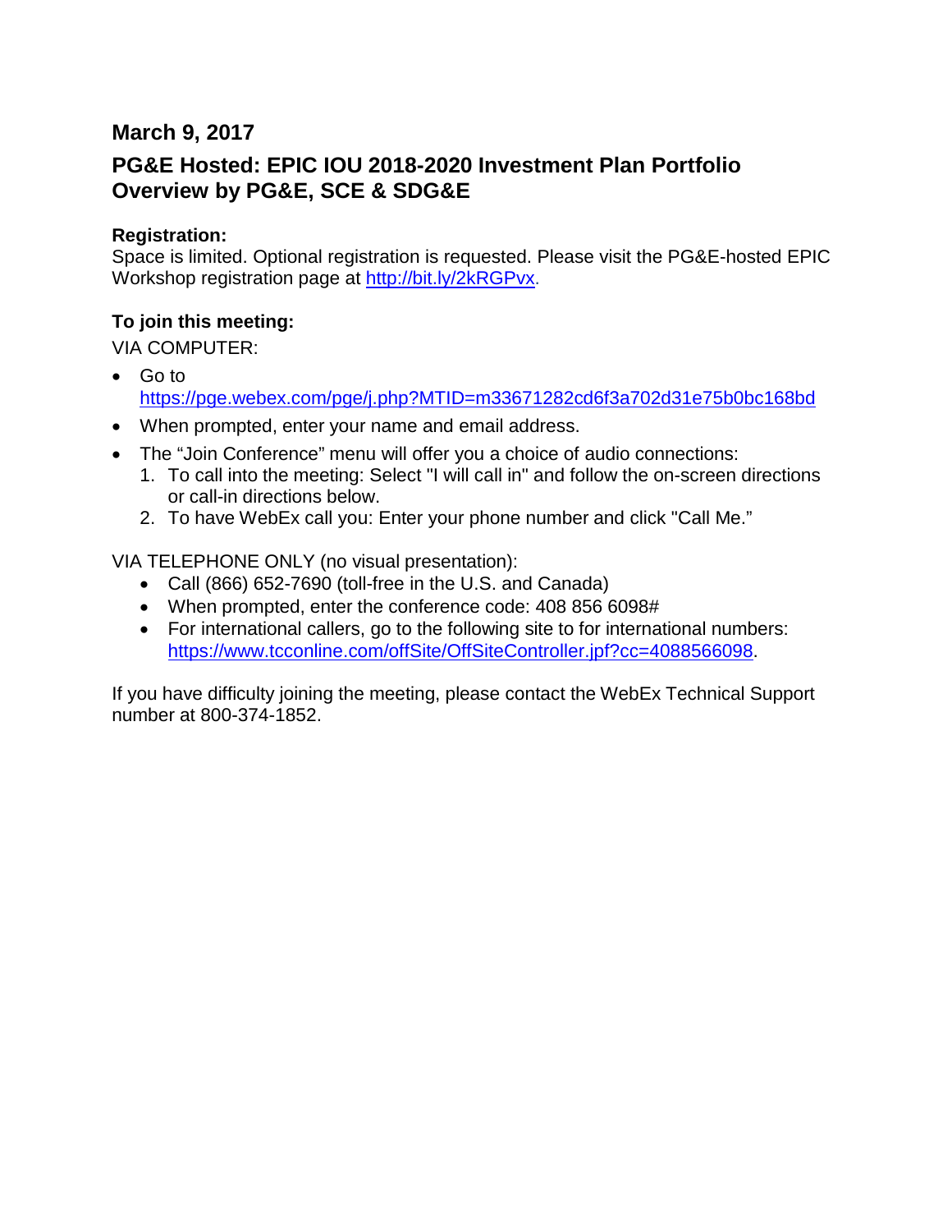## March 9, 2017

## PG&E Hosted: EPIC IOU 2018-2020 Investment Plan Portfolio Overview by PG&E, SCE & SDG&E

**Registration:**
Space is limited. Optional registration is requested. Please visit the PG&E-hosted EPIC Workshop registration page at http://bit.ly/2kRGPvx.

**To join this meeting:**

VIA COMPUTER:

- Go to https://pge.webex.com/pge/j.php?MTID=m33671282cd6f3a702d31e75b0bc168bd
- When prompted, enter your name and email address.
- The "Join Conference" menu will offer you a choice of audio connections:
  1. To call into the meeting: Select "I will call in" and follow the on-screen directions or call-in directions below.
  2. To have WebEx call you: Enter your phone number and click "Call Me."

VIA TELEPHONE ONLY (no visual presentation):

- Call (866) 652-7690 (toll-free in the U.S. and Canada)
- When prompted, enter the conference code: 408 856 6098#
- For international callers, go to the following site to for international numbers: https://www.tcconline.com/offSite/OffSiteController.jpf?cc=4088566098.

If you have difficulty joining the meeting, please contact the WebEx Technical Support number at 800-374-1852.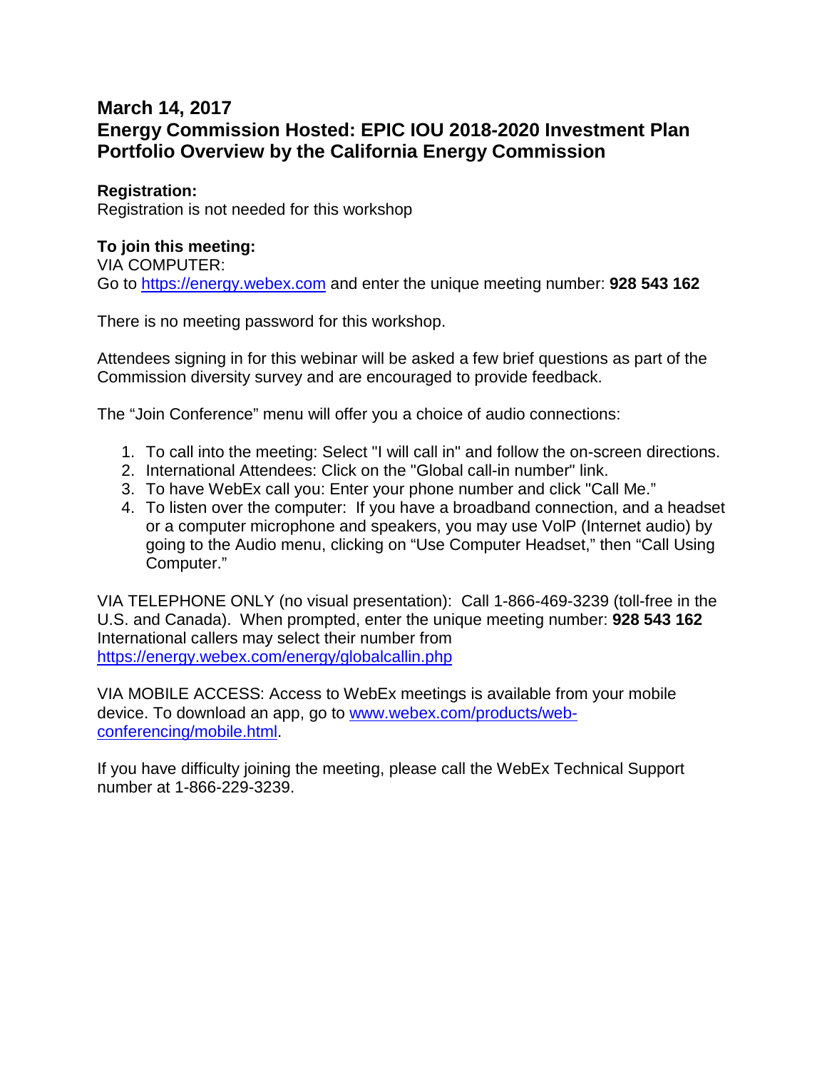## March 14, 2017
## Energy Commission Hosted: EPIC IOU 2018-2020 Investment Plan Portfolio Overview by the California Energy Commission

**Registration:**
Registration is not needed for this workshop

**To join this meeting:**
VIA COMPUTER:
Go to https://energy.webex.com and enter the unique meeting number: **928 543 162**

There is no meeting password for this workshop.

Attendees signing in for this webinar will be asked a few brief questions as part of the Commission diversity survey and are encouraged to provide feedback.

The "Join Conference" menu will offer you a choice of audio connections:

1. To call into the meeting: Select "I will call in" and follow the on-screen directions.
2. International Attendees: Click on the "Global call-in number" link.
3. To have WebEx call you: Enter your phone number and click "Call Me."
4. To listen over the computer: If you have a broadband connection, and a headset or a computer microphone and speakers, you may use VolP (Internet audio) by going to the Audio menu, clicking on "Use Computer Headset," then "Call Using Computer."

VIA TELEPHONE ONLY (no visual presentation): Call 1-866-469-3239 (toll-free in the U.S. and Canada). When prompted, enter the unique meeting number: **928 543 162**
International callers may select their number from https://energy.webex.com/energy/globalcallin.php

VIA MOBILE ACCESS: Access to WebEx meetings is available from your mobile device. To download an app, go to www.webex.com/products/web-conferencing/mobile.html.

If you have difficulty joining the meeting, please call the WebEx Technical Support number at 1-866-229-3239.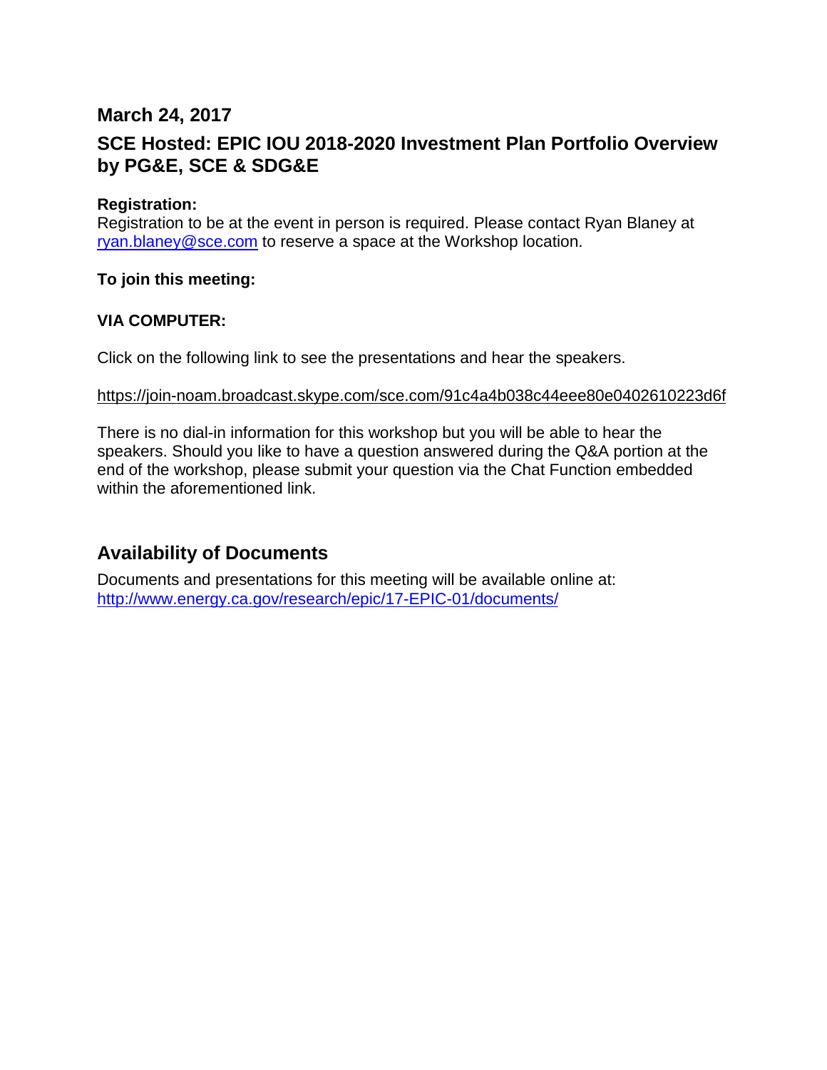### March 24, 2017

### SCE Hosted: EPIC IOU 2018-2020 Investment Plan Portfolio Overview by PG&E, SCE & SDG&E

**Registration:**
Registration to be at the event in person is required. Please contact Ryan Blaney at ryan.blaney@sce.com to reserve a space at the Workshop location.

**To join this meeting:**

**VIA COMPUTER:**

Click on the following link to see the presentations and hear the speakers.

https://join-noam.broadcast.skype.com/sce.com/91c4a4b038c44eee80e0402610223d6f

There is no dial-in information for this workshop but you will be able to hear the speakers. Should you like to have a question answered during the Q&A portion at the end of the workshop, please submit your question via the Chat Function embedded within the aforementioned link.

## Availability of Documents

Documents and presentations for this meeting will be available online at:
http://www.energy.ca.gov/research/epic/17-EPIC-01/documents/